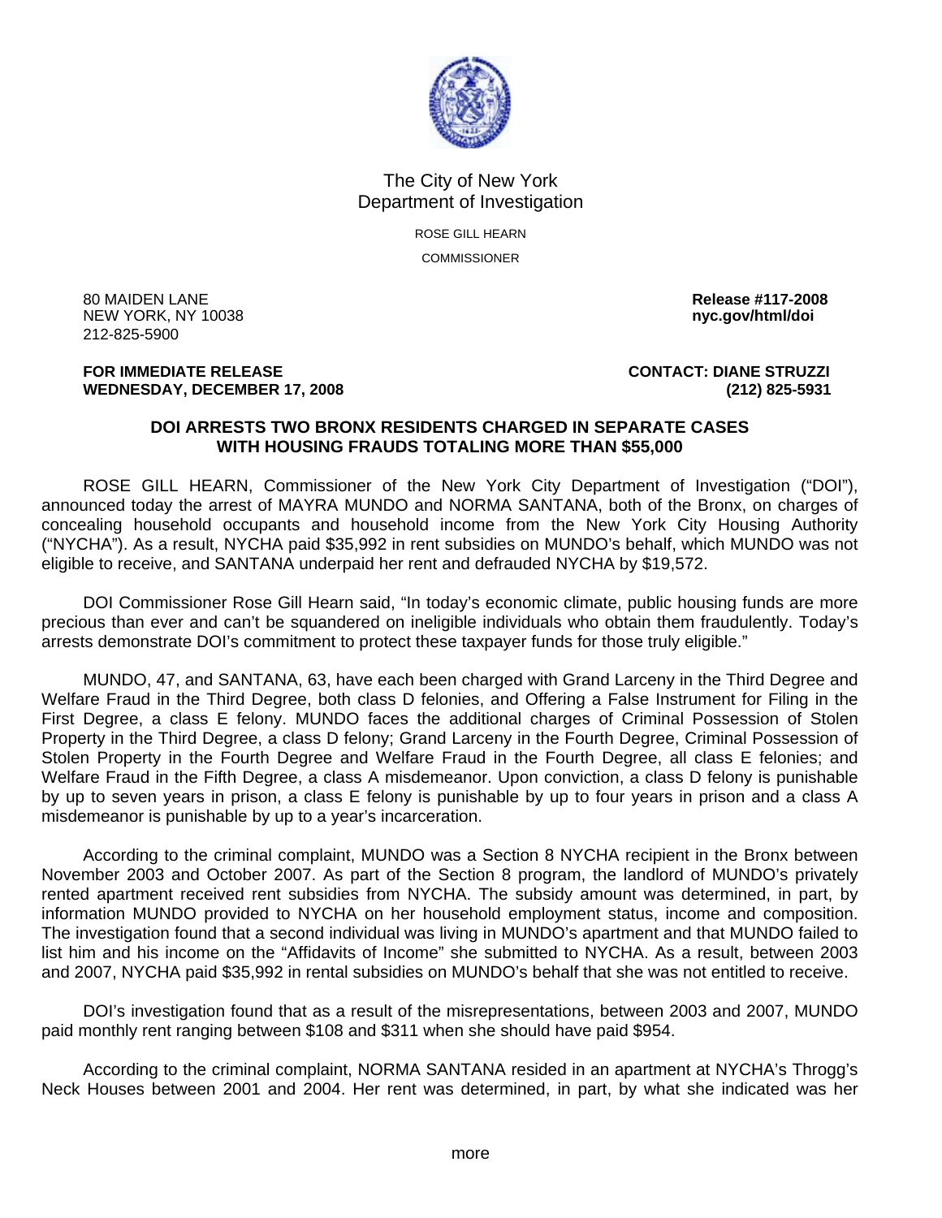The City of New York
Department of Investigation

ROSE GILL HEARN
COMMISSIONER

80 MAIDEN LANE
NEW YORK, NY 10038
212-825-5900

**Release #117-2008**
**nyc.gov/html/doi**

**FOR IMMEDIATE RELEASE**
**WEDNESDAY, DECEMBER 17, 2008**

**CONTACT: DIANE STRUZZI**
**(212) 825-5931**

**DOI ARRESTS TWO BRONX RESIDENTS CHARGED IN SEPARATE CASES WITH HOUSING FRAUDS TOTALING MORE THAN $55,000**

ROSE GILL HEARN, Commissioner of the New York City Department of Investigation ("DOI"), announced today the arrest of MAYRA MUNDO and NORMA SANTANA, both of the Bronx, on charges of concealing household occupants and household income from the New York City Housing Authority ("NYCHA"). As a result, NYCHA paid $35,992 in rent subsidies on MUNDO's behalf, which MUNDO was not eligible to receive, and SANTANA underpaid her rent and defrauded NYCHA by $19,572.

DOI Commissioner Rose Gill Hearn said, "In today's economic climate, public housing funds are more precious than ever and can't be squandered on ineligible individuals who obtain them fraudulently. Today's arrests demonstrate DOI's commitment to protect these taxpayer funds for those truly eligible."

MUNDO, 47, and SANTANA, 63, have each been charged with Grand Larceny in the Third Degree and Welfare Fraud in the Third Degree, both class D felonies, and Offering a False Instrument for Filing in the First Degree, a class E felony. MUNDO faces the additional charges of Criminal Possession of Stolen Property in the Third Degree, a class D felony; Grand Larceny in the Fourth Degree, Criminal Possession of Stolen Property in the Fourth Degree and Welfare Fraud in the Fourth Degree, all class E felonies; and Welfare Fraud in the Fifth Degree, a class A misdemeanor. Upon conviction, a class D felony is punishable by up to seven years in prison, a class E felony is punishable by up to four years in prison and a class A misdemeanor is punishable by up to a year's incarceration.

According to the criminal complaint, MUNDO was a Section 8 NYCHA recipient in the Bronx between November 2003 and October 2007. As part of the Section 8 program, the landlord of MUNDO's privately rented apartment received rent subsidies from NYCHA. The subsidy amount was determined, in part, by information MUNDO provided to NYCHA on her household employment status, income and composition. The investigation found that a second individual was living in MUNDO's apartment and that MUNDO failed to list him and his income on the "Affidavits of Income" she submitted to NYCHA. As a result, between 2003 and 2007, NYCHA paid $35,992 in rental subsidies on MUNDO's behalf that she was not entitled to receive.

DOI's investigation found that as a result of the misrepresentations, between 2003 and 2007, MUNDO paid monthly rent ranging between $108 and $311 when she should have paid $954.

According to the criminal complaint, NORMA SANTANA resided in an apartment at NYCHA's Throgg's Neck Houses between 2001 and 2004. Her rent was determined, in part, by what she indicated was her

more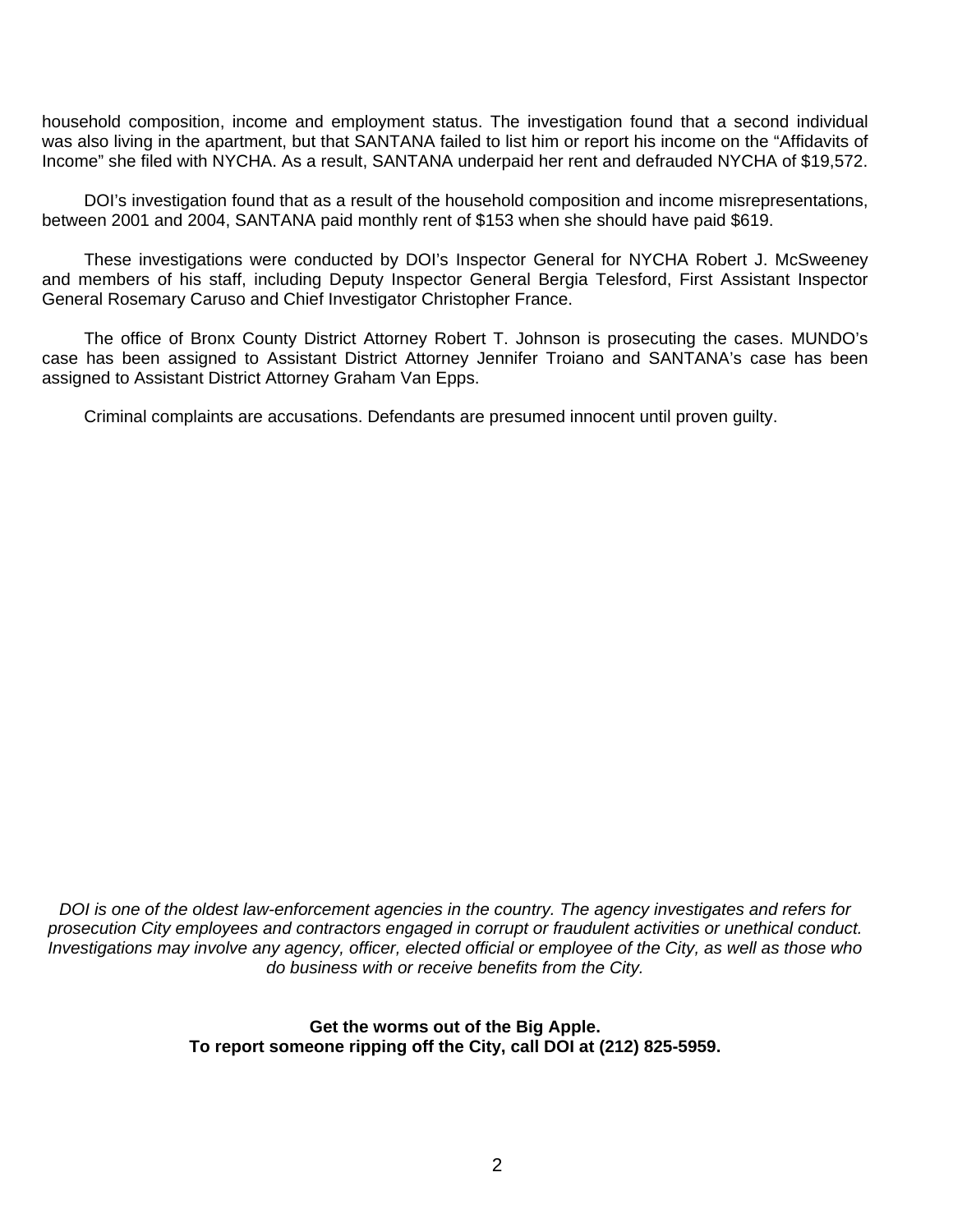household composition, income and employment status. The investigation found that a second individual was also living in the apartment, but that SANTANA failed to list him or report his income on the "Affidavits of Income" she filed with NYCHA. As a result, SANTANA underpaid her rent and defrauded NYCHA of $19,572.

DOI's investigation found that as a result of the household composition and income misrepresentations, between 2001 and 2004, SANTANA paid monthly rent of $153 when she should have paid $619.

These investigations were conducted by DOI's Inspector General for NYCHA Robert J. McSweeney and members of his staff, including Deputy Inspector General Bergia Telesford, First Assistant Inspector General Rosemary Caruso and Chief Investigator Christopher France.

The office of Bronx County District Attorney Robert T. Johnson is prosecuting the cases. MUNDO's case has been assigned to Assistant District Attorney Jennifer Troiano and SANTANA's case has been assigned to Assistant District Attorney Graham Van Epps.

Criminal complaints are accusations. Defendants are presumed innocent until proven guilty.

*DOI is one of the oldest law-enforcement agencies in the country. The agency investigates and refers for prosecution City employees and contractors engaged in corrupt or fraudulent activities or unethical conduct. Investigations may involve any agency, officer, elected official or employee of the City, as well as those who do business with or receive benefits from the City.*

**Get the worms out of the Big Apple.**
**To report someone ripping off the City, call DOI at (212) 825-5959.**